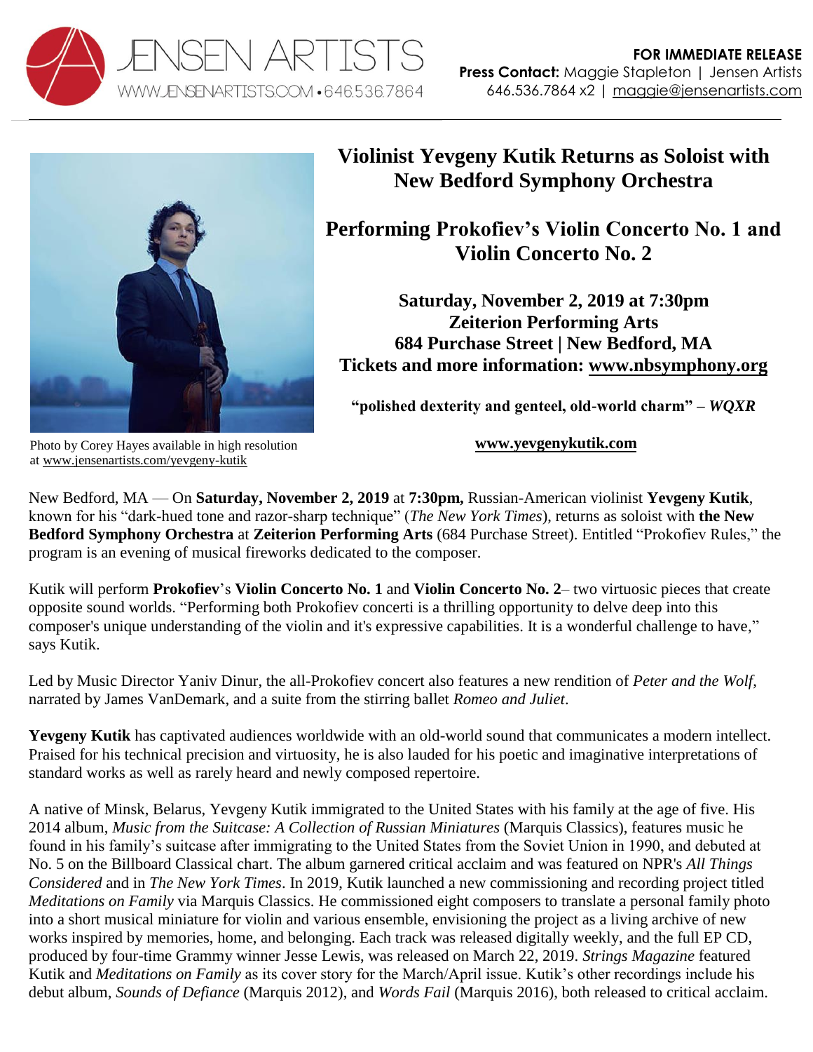**FOR IMMEDIATE RELEASE**
**Press Contact:** Maggie Stapleton | Jensen Artists
646.536.7864 x2 | maggie@jensenartists.com

# Violinist Yevgeny Kutik Returns as Soloist with New Bedford Symphony Orchestra

## Performing Prokofiev's Violin Concerto No. 1 and Violin Concerto No. 2

**Saturday, November 2, 2019 at 7:30pm**
**Zeiterion Performing Arts**
**684 Purchase Street | New Bedford, MA**
**Tickets and more information: www.nbsymphony.org**

**"polished dexterity and genteel, old-world charm" –** ***WQXR***

**www.yevgenykutik.com**

Photo by Corey Hayes available in high resolution at www.jensenartists.com/yevgeny-kutik

New Bedford, MA — On **Saturday, November 2, 2019** at **7:30pm,** Russian-American violinist **Yevgeny Kutik**, known for his "dark-hued tone and razor-sharp technique" (*The New York Times*), returns as soloist with **the New Bedford Symphony Orchestra** at **Zeiterion Performing Arts** (684 Purchase Street). Entitled "Prokofiev Rules," the program is an evening of musical fireworks dedicated to the composer.

Kutik will perform **Prokofiev**'s **Violin Concerto No. 1** and **Violin Concerto No. 2**– two virtuosic pieces that create opposite sound worlds. "Performing both Prokofiev concerti is a thrilling opportunity to delve deep into this composer's unique understanding of the violin and it's expressive capabilities. It is a wonderful challenge to have," says Kutik.

Led by Music Director Yaniv Dinur, the all-Prokofiev concert also features a new rendition of *Peter and the Wolf*, narrated by James VanDemark, and a suite from the stirring ballet *Romeo and Juliet*.

**Yevgeny Kutik** has captivated audiences worldwide with an old-world sound that communicates a modern intellect. Praised for his technical precision and virtuosity, he is also lauded for his poetic and imaginative interpretations of standard works as well as rarely heard and newly composed repertoire.

A native of Minsk, Belarus, Yevgeny Kutik immigrated to the United States with his family at the age of five. His 2014 album, *Music from the Suitcase: A Collection of Russian Miniatures* (Marquis Classics), features music he found in his family's suitcase after immigrating to the United States from the Soviet Union in 1990, and debuted at No. 5 on the Billboard Classical chart. The album garnered critical acclaim and was featured on NPR's *All Things Considered* and in *The New York Times*. In 2019, Kutik launched a new commissioning and recording project titled *Meditations on Family* via Marquis Classics. He commissioned eight composers to translate a personal family photo into a short musical miniature for violin and various ensemble, envisioning the project as a living archive of new works inspired by memories, home, and belonging. Each track was released digitally weekly, and the full EP CD, produced by four-time Grammy winner Jesse Lewis, was released on March 22, 2019. *Strings Magazine* featured Kutik and *Meditations on Family* as its cover story for the March/April issue. Kutik's other recordings include his debut album, *Sounds of Defiance* (Marquis 2012), and *Words Fail* (Marquis 2016), both released to critical acclaim.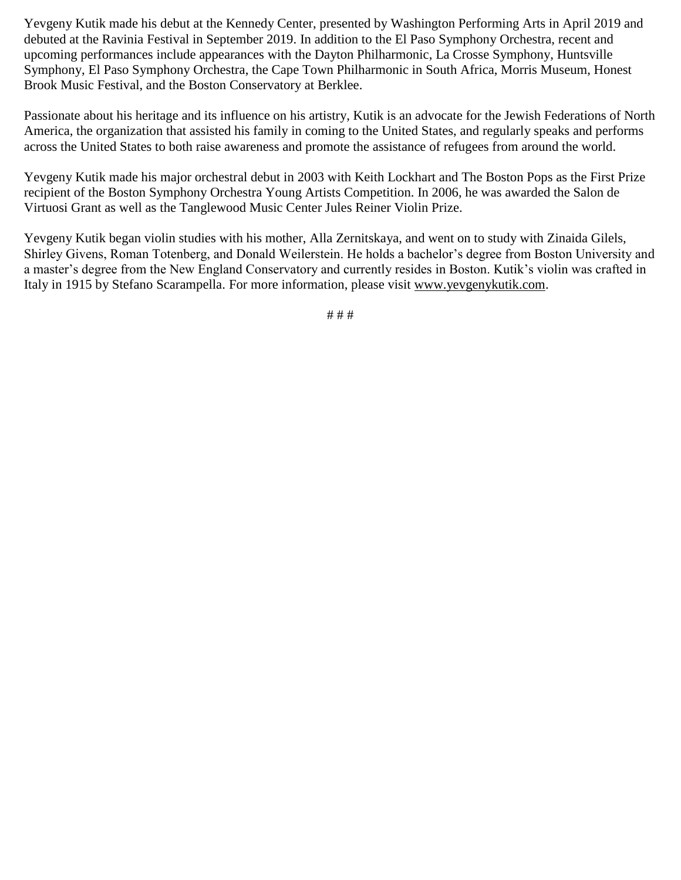Yevgeny Kutik made his debut at the Kennedy Center, presented by Washington Performing Arts in April 2019 and debuted at the Ravinia Festival in September 2019. In addition to the El Paso Symphony Orchestra, recent and upcoming performances include appearances with the Dayton Philharmonic, La Crosse Symphony, Huntsville Symphony, El Paso Symphony Orchestra, the Cape Town Philharmonic in South Africa, Morris Museum, Honest Brook Music Festival, and the Boston Conservatory at Berklee.

Passionate about his heritage and its influence on his artistry, Kutik is an advocate for the Jewish Federations of North America, the organization that assisted his family in coming to the United States, and regularly speaks and performs across the United States to both raise awareness and promote the assistance of refugees from around the world.

Yevgeny Kutik made his major orchestral debut in 2003 with Keith Lockhart and The Boston Pops as the First Prize recipient of the Boston Symphony Orchestra Young Artists Competition. In 2006, he was awarded the Salon de Virtuosi Grant as well as the Tanglewood Music Center Jules Reiner Violin Prize.

Yevgeny Kutik began violin studies with his mother, Alla Zernitskaya, and went on to study with Zinaida Gilels, Shirley Givens, Roman Totenberg, and Donald Weilerstein. He holds a bachelor's degree from Boston University and a master's degree from the New England Conservatory and currently resides in Boston. Kutik's violin was crafted in Italy in 1915 by Stefano Scarampella. For more information, please visit www.yevgenykutik.com.

# # #